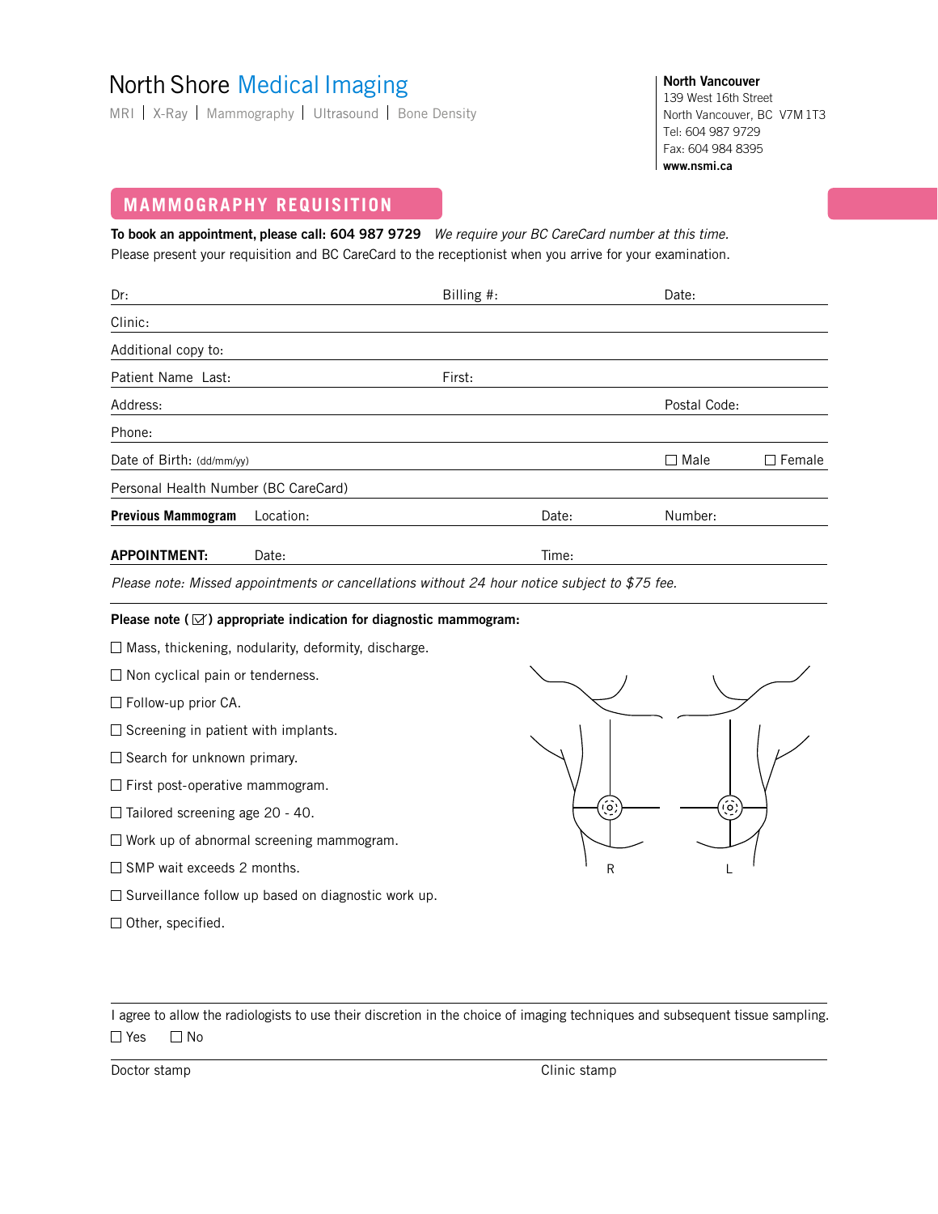# North Shore Medical Imaging

MRI | X-Ray | Mammography | Ultrasound | Bone Density

**North Vancouver**
139 West 16th Street
North Vancouver, BC V7M 1T3
Tel: 604 987 9729
Fax: 604 984 8395
**www.nsmi.ca**

## MAMMOGRAPHY REQUISITION

**To book an appointment, please call: 604 987 9729** *We require your BC CareCard number at this time.*
Please present your requisition and BC CareCard to the receptionist when you arrive for your examination.

Dr: Billing #: Date:

Clinic:

Additional copy to:

Patient Name Last: First:

Address: Postal Code:

Phone:

Date of Birth: (dd/mm/yy) ☐ Male ☐ Female

Personal Health Number (BC CareCard)

**Previous Mammogram** Location: Date: Number:

**APPOINTMENT:** Date: Time:

*Please note: Missed appointments or cancellations without 24 hour notice subject to $75 fee.*

**Please note (☑) appropriate indication for diagnostic mammogram:**

- ☐ Mass, thickening, nodularity, deformity, discharge.
- ☐ Non cyclical pain or tenderness.
- ☐ Follow-up prior CA.
- ☐ Screening in patient with implants.
- ☐ Search for unknown primary.
- ☐ First post-operative mammogram.
- ☐ Tailored screening age 20 - 40.
- ☐ Work up of abnormal screening mammogram.
- ☐ SMP wait exceeds 2 months.
- ☐ Surveillance follow up based on diagnostic work up.
- ☐ Other, specified.

R L

I agree to allow the radiologists to use their discretion in the choice of imaging techniques and subsequent tissue sampling.
☐ Yes ☐ No

Doctor stamp Clinic stamp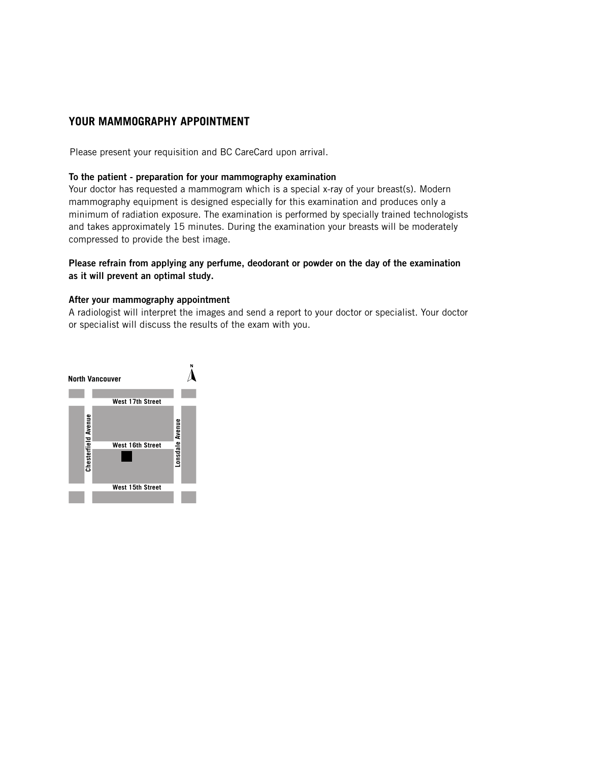## YOUR MAMMOGRAPHY APPOINTMENT

Please present your requisition and BC CareCard upon arrival.

**To the patient - preparation for your mammography examination**

Your doctor has requested a mammogram which is a special x-ray of your breast(s). Modern mammography equipment is designed especially for this examination and produces only a minimum of radiation exposure. The examination is performed by specially trained technologists and takes approximately 15 minutes. During the examination your breasts will be moderately compressed to provide the best image.

**Please refrain from applying any perfume, deodorant or powder on the day of the examination as it will prevent an optimal study.**

**After your mammography appointment**

A radiologist will interpret the images and send a report to your doctor or specialist. Your doctor or specialist will discuss the results of the exam with you.

North Vancouver

N

West 17th Street

West 16th Street

West 15th Street

Chesterfield Avenue

Lonsdale Avenue